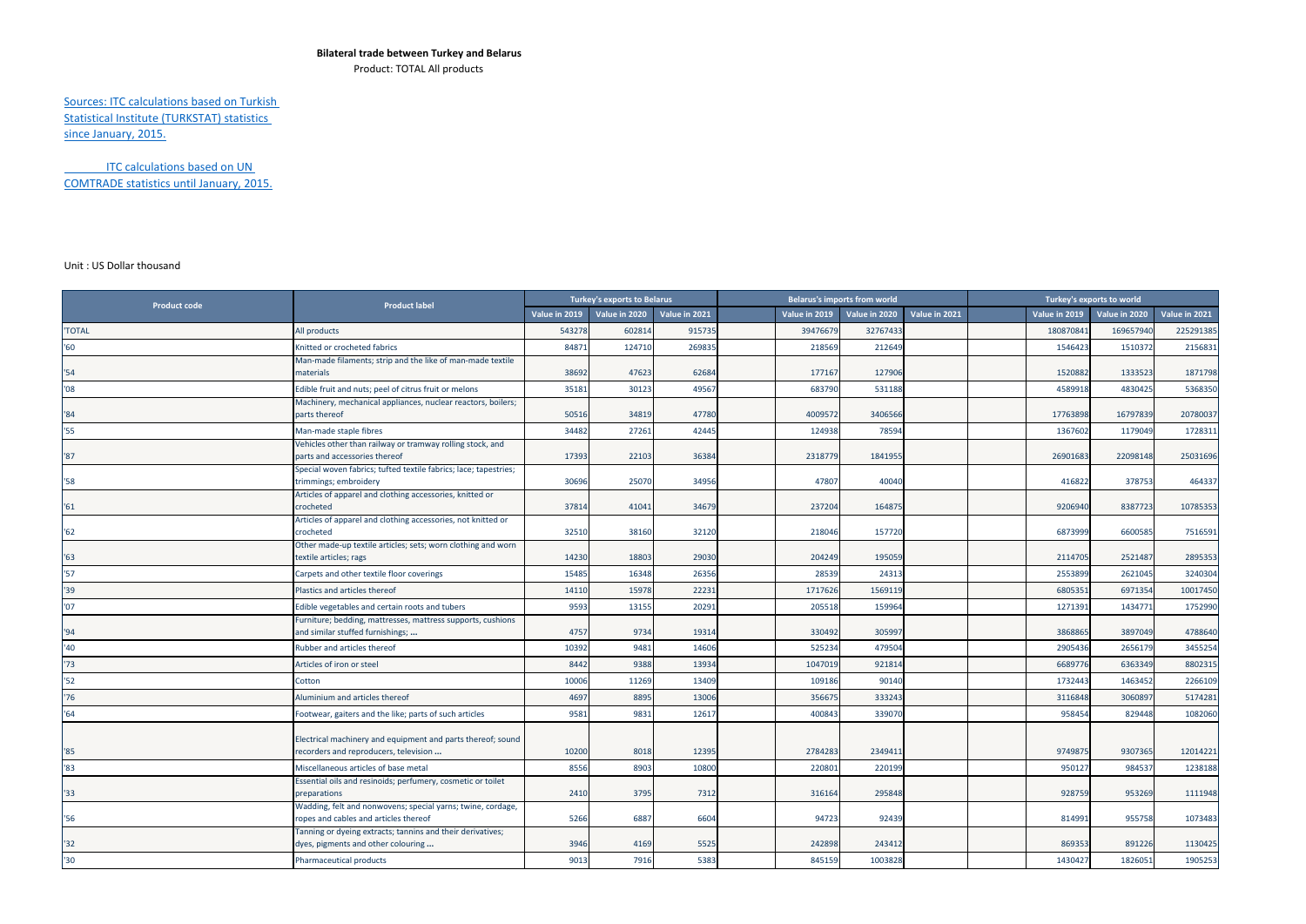**Bilateral trade between Turkey and Belarus**

Product: TOTAL All products

Sources: ITC calculations based on Turkish Statistical Institute (TURKSTAT) statistics since January, 2015.

ITC calculations based on UN COMTRADE statistics until January, 2015.

Unit : US Dollar thousand

| Product code | Product label | Turkey's exports to Belarus | | | | Belarus's imports from world | | | | Turkey's exports to world | | |
|---|---|---|---|---|---|---|---|---|---|---|---|---|
| | | Value in 2019 | Value in 2020 | Value in 2021 | | Value in 2019 | Value in 2020 | Value in 2021 | | Value in 2019 | Value in 2020 | Value in 2021 |
| 'TOTAL | All products | 543278 | 602814 | 915735 | | 39476679 | 32767433 | | | 180870841 | 169657940 | 225291385 |
| '60 | Knitted or crocheted fabrics | 84871 | 124710 | 269835 | | 218569 | 212649 | | | 1546423 | 1510372 | 2156831 |
| '54 | Man-made filaments; strip and the like of man-made textile materials | 38692 | 47623 | 62684 | | 177167 | 127906 | | | 1520882 | 1333523 | 1871798 |
| '08 | Edible fruit and nuts; peel of citrus fruit or melons | 35181 | 30123 | 49567 | | 683790 | 531188 | | | 4589918 | 4830425 | 5368350 |
| '84 | Machinery, mechanical appliances, nuclear reactors, boilers; parts thereof | 50516 | 34819 | 47780 | | 4009572 | 3406566 | | | 17763898 | 16797839 | 20780037 |
| '55 | Man-made staple fibres | 34482 | 27261 | 42445 | | 124938 | 78594 | | | 1367602 | 1179049 | 1728311 |
| '87 | Vehicles other than railway or tramway rolling stock, and parts and accessories thereof | 17393 | 22103 | 36384 | | 2318779 | 1841955 | | | 26901683 | 22098148 | 25031696 |
| '58 | Special woven fabrics; tufted textile fabrics; lace; tapestries; trimmings; embroidery | 30696 | 25070 | 34956 | | 47807 | 40040 | | | 416822 | 378753 | 464337 |
| '61 | Articles of apparel and clothing accessories, knitted or crocheted | 37814 | 41041 | 34679 | | 237204 | 164875 | | | 9206940 | 8387723 | 10785353 |
| '62 | Articles of apparel and clothing accessories, not knitted or crocheted | 32510 | 38160 | 32120 | | 218046 | 157720 | | | 6873999 | 6600585 | 7516591 |
| '63 | Other made-up textile articles; sets; worn clothing and worn textile articles; rags | 14230 | 18803 | 29030 | | 204249 | 195059 | | | 2114705 | 2521487 | 2895353 |
| '57 | Carpets and other textile floor coverings | 15485 | 16348 | 26356 | | 28539 | 24313 | | | 2553899 | 2621045 | 3240304 |
| '39 | Plastics and articles thereof | 14110 | 15978 | 22231 | | 1717626 | 1569119 | | | 6805351 | 6971354 | 10017450 |
| '07 | Edible vegetables and certain roots and tubers | 9593 | 13155 | 20291 | | 205518 | 159964 | | | 1271391 | 1434771 | 1752990 |
| '94 | Furniture; bedding, mattresses, mattress supports, cushions and similar stuffed furnishings; ... | 4757 | 9734 | 19314 | | 330492 | 305997 | | | 3868865 | 3897049 | 4788640 |
| '40 | Rubber and articles thereof | 10392 | 9481 | 14606 | | 525234 | 479504 | | | 2905436 | 2656179 | 3455254 |
| '73 | Articles of iron or steel | 8442 | 9388 | 13934 | | 1047019 | 921814 | | | 6689776 | 6363349 | 8802315 |
| '52 | Cotton | 10006 | 11269 | 13409 | | 109186 | 90140 | | | 1732443 | 1463452 | 2266109 |
| '76 | Aluminium and articles thereof | 4697 | 8895 | 13006 | | 356675 | 333243 | | | 3116848 | 3060897 | 5174281 |
| '64 | Footwear, gaiters and the like; parts of such articles | 9581 | 9831 | 12617 | | 400843 | 339070 | | | 958454 | 829448 | 1082060 |
| '85 | Electrical machinery and equipment and parts thereof; sound recorders and reproducers, television ... | 10200 | 8018 | 12395 | | 2784283 | 2349411 | | | 9749875 | 9307365 | 12014221 |
| '83 | Miscellaneous articles of base metal | 8556 | 8903 | 10800 | | 220801 | 220199 | | | 950127 | 984537 | 1238188 |
| '33 | Essential oils and resinoids; perfumery, cosmetic or toilet preparations | 2410 | 3795 | 7312 | | 316164 | 295848 | | | 928759 | 953269 | 1111948 |
| '56 | Wadding, felt and nonwovens; special yarns; twine, cordage, ropes and cables and articles thereof | 5266 | 6887 | 6604 | | 94723 | 92439 | | | 814991 | 955758 | 1073483 |
| '32 | Tanning or dyeing extracts; tannins and their derivatives; dyes, pigments and other colouring ... | 3946 | 4169 | 5525 | | 242898 | 243412 | | | 869353 | 891226 | 1130425 |
| '30 | Pharmaceutical products | 9013 | 7916 | 5383 | | 845159 | 1003828 | | | 1430427 | 1826051 | 1905253 |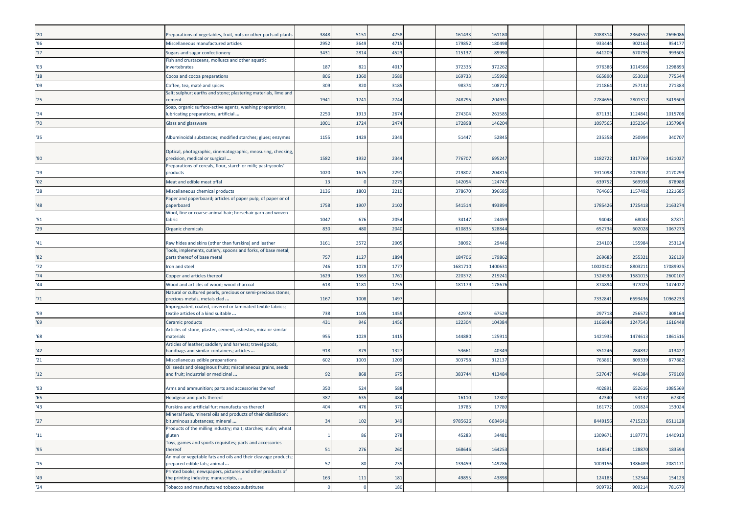| | | | | | | | | | | | | |
|---|---|---|---|---|---|---|---|---|---|---|---|---|
| '20 | Preparations of vegetables, fruit, nuts or other parts of plants | 3848 | 5151 | 4758 | | 161433 | 161180 | | | 2088314 | 2364552 | 2696086 |
| '96 | Miscellaneous manufactured articles | 2952 | 3649 | 4715 | | 179852 | 180498 | | | 933444 | 902163 | 954177 |
| '17 | Sugars and sugar confectionery | 3431 | 2814 | 4523 | | 115137 | 89990 | | | 641209 | 670795 | 993605 |
| '03 | Fish and crustaceans, molluscs and other aquatic invertebrates | 187 | 821 | 4017 | | 372335 | 372262 | | | 976386 | 1014566 | 1298893 |
| '18 | Cocoa and cocoa preparations | 806 | 1360 | 3589 | | 169733 | 155992 | | | 665890 | 653018 | 775544 |
| '09 | Coffee, tea, maté and spices | 309 | 820 | 3185 | | 98374 | 108717 | | | 211864 | 257132 | 271383 |
| '25 | Salt; sulphur; earths and stone; plastering materials, lime and cement | 1941 | 1741 | 2744 | | 248795 | 204931 | | | 2784656 | 2801317 | 3419609 |
| '34 | Soap, organic surface-active agents, washing preparations, lubricating preparations, artificial ... | 2250 | 1913 | 2674 | | 274304 | 261585 | | | 871131 | 1124841 | 1015708 |
| '70 | Glass and glassware | 1001 | 1724 | 2474 | | 172898 | 146204 | | | 1097565 | 1052364 | 1357984 |
| '35 | Albuminoidal substances; modified starches; glues; enzymes | 1155 | 1429 | 2349 | | 51447 | 52845 | | | 235358 | 250994 | 340707 |
| '90 | Optical, photographic, cinematographic, measuring, checking, precision, medical or surgical ... | 1582 | 1932 | 2344 | | 776707 | 695247 | | | 1182722 | 1317769 | 1421027 |
| '19 | Preparations of cereals, flour, starch or milk; pastrycooks' products | 1020 | 1675 | 2291 | | 219802 | 204815 | | | 1911098 | 2079037 | 2170299 |
| '02 | Meat and edible meat offal | 13 | 0 | 2279 | | 142054 | 124747 | | | 639752 | 569938 | 878988 |
| '38 | Miscellaneous chemical products | 2136 | 1803 | 2210 | | 378670 | 396685 | | | 764666 | 1157492 | 1221685 |
| '48 | Paper and paperboard; articles of paper pulp, of paper or of paperboard | 1758 | 1907 | 2102 | | 541514 | 493894 | | | 1785426 | 1725418 | 2163274 |
| '51 | Wool, fine or coarse animal hair; horsehair yarn and woven fabric | 1047 | 676 | 2054 | | 34147 | 24459 | | | 94048 | 68043 | 87871 |
| '29 | Organic chemicals | 830 | 480 | 2040 | | 610835 | 528844 | | | 652734 | 602028 | 1067273 |
| '41 | Raw hides and skins (other than furskins) and leather | 3161 | 3572 | 2005 | | 38092 | 29446 | | | 234100 | 155984 | 253124 |
| '82 | Tools, implements, cutlery, spoons and forks, of base metal; parts thereof of base metal | 757 | 1127 | 1894 | | 184706 | 179862 | | | 269683 | 255321 | 326139 |
| '72 | Iron and steel | 746 | 1078 | 1777 | | 1681710 | 1400631 | | | 10020302 | 8803211 | 17089925 |
| '74 | Copper and articles thereof | 1629 | 1563 | 1761 | | 220372 | 219241 | | | 1524530 | 1581015 | 2600107 |
| '44 | Wood and articles of wood; wood charcoal | 618 | 1181 | 1755 | | 181179 | 178676 | | | 874894 | 977025 | 1474022 |
| '71 | Natural or cultured pearls, precious or semi-precious stones, precious metals, metals clad ... | 1167 | 1008 | 1497 | | | | | | 7332841 | 6693436 | 10962233 |
| '59 | Impregnated, coated, covered or laminated textile fabrics; textile articles of a kind suitable ... | 738 | 1105 | 1459 | | 42978 | 67529 | | | 297718 | 256572 | 308164 |
| '69 | Ceramic products | 431 | 946 | 1456 | | 122304 | 104384 | | | 1166848 | 1247543 | 1616448 |
| '68 | Articles of stone, plaster, cement, asbestos, mica or similar materials | 955 | 1029 | 1415 | | 144880 | 125911 | | | 1421935 | 1474613 | 1861516 |
| '42 | Articles of leather; saddlery and harness; travel goods, handbags and similar containers; articles ... | 918 | 879 | 1327 | | 53661 | 40349 | | | 351246 | 284832 | 413427 |
| '21 | Miscellaneous edible preparations | 602 | 1003 | 1209 | | 303758 | 312137 | | | 763861 | 809339 | 877882 |
| '12 | Oil seeds and oleaginous fruits; miscellaneous grains, seeds and fruit; industrial or medicinal ... | 92 | 868 | 675 | | 383744 | 413484 | | | 527647 | 446384 | 579109 |
| '93 | Arms and ammunition; parts and accessories thereof | 350 | 524 | 588 | | | | | | 402891 | 652616 | 1085569 |
| '65 | Headgear and parts thereof | 387 | 635 | 484 | | 16110 | 12307 | | | 42340 | 53137 | 67303 |
| '43 | Furskins and artificial fur; manufactures thereof | 404 | 476 | 370 | | 19783 | 17780 | | | 161772 | 101824 | 153024 |
| '27 | Mineral fuels, mineral oils and products of their distillation; bituminous substances; mineral ... | 34 | 102 | 349 | | 9785626 | 6684641 | | | 8449156 | 4715233 | 8511128 |
| '11 | Products of the milling industry; malt; starches; inulin; wheat gluten | 1 | 86 | 278 | | 45283 | 34481 | | | 1309671 | 1187771 | 1440913 |
| '95 | Toys, games and sports requisites; parts and accessories thereof | 51 | 276 | 260 | | 168646 | 164253 | | | 148547 | 128870 | 183594 |
| '15 | Animal or vegetable fats and oils and their cleavage products; prepared edible fats; animal ... | 57 | 80 | 235 | | 139459 | 149286 | | | 1009156 | 1386489 | 2081171 |
| '49 | Printed books, newspapers, pictures and other products of the printing industry; manuscripts, ... | 163 | 111 | 181 | | 49855 | 43898 | | | 124183 | 132344 | 154123 |
| '24 | Tobacco and manufactured tobacco substitutes | 0 | 0 | 180 | | | | | | 909792 | 909214 | 781679 |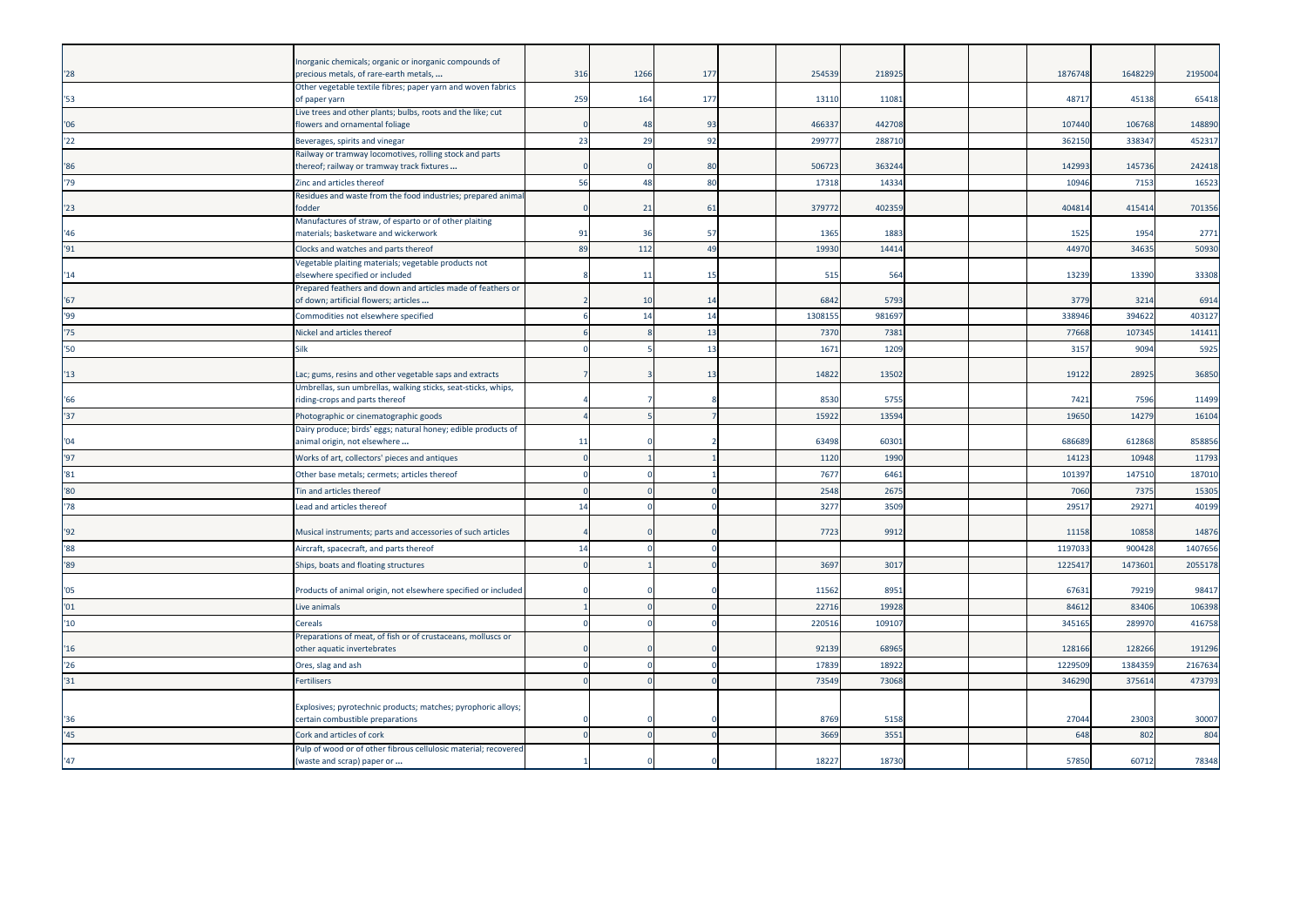| | | | | | | | | | | | | |
|---|---|---|---|---|---|---|---|---|---|---|---|---|
| '28 | Inorganic chemicals; organic or inorganic compounds of precious metals, of rare-earth metals, ... | 316 | 1266 | 177 | | 254539 | 218925 | | | 1876748 | 1648229 | 2195004 |
| '53 | Other vegetable textile fibres; paper yarn and woven fabrics of paper yarn | 259 | 164 | 177 | | 13110 | 11081 | | | 48717 | 45138 | 65418 |
| '06 | Live trees and other plants; bulbs, roots and the like; cut flowers and ornamental foliage | 0 | 48 | 93 | | 466337 | 442708 | | | 107440 | 106768 | 148890 |
| '22 | Beverages, spirits and vinegar | 23 | 29 | 92 | | 299777 | 288710 | | | 362150 | 338347 | 452317 |
| '86 | Railway or tramway locomotives, rolling stock and parts thereof; railway or tramway track fixtures ... | 0 | 0 | 80 | | 506723 | 363244 | | | 142993 | 145736 | 242418 |
| '79 | Zinc and articles thereof | 56 | 48 | 80 | | 17318 | 14334 | | | 10946 | 7153 | 16523 |
| '23 | Residues and waste from the food industries; prepared animal fodder | 0 | 21 | 61 | | 379772 | 402359 | | | 404814 | 415414 | 701356 |
| '46 | Manufactures of straw, of esparto or of other plaiting materials; basketware and wickerwork | 91 | 36 | 57 | | 1365 | 1883 | | | 1525 | 1954 | 2771 |
| '91 | Clocks and watches and parts thereof | 89 | 112 | 49 | | 19930 | 14414 | | | 44970 | 34635 | 50930 |
| '14 | Vegetable plaiting materials; vegetable products not elsewhere specified or included | 8 | 11 | 15 | | 515 | 564 | | | 13239 | 13390 | 33308 |
| '67 | Prepared feathers and down and articles made of feathers or of down; artificial flowers; articles ... | 2 | 10 | 14 | | 6842 | 5793 | | | 3779 | 3214 | 6914 |
| '99 | Commodities not elsewhere specified | 6 | 14 | 14 | | 1308155 | 981697 | | | 338946 | 394622 | 403127 |
| '75 | Nickel and articles thereof | 6 | 8 | 13 | | 7370 | 7381 | | | 77668 | 107345 | 141411 |
| '50 | Silk | 0 | 5 | 13 | | 1671 | 1209 | | | 3157 | 9094 | 5925 |
| '13 | Lac; gums, resins and other vegetable saps and extracts | 7 | 3 | 13 | | 14822 | 13502 | | | 19122 | 28925 | 36850 |
| '66 | Umbrellas, sun umbrellas, walking sticks, seat-sticks, whips, riding-crops and parts thereof | 4 | 7 | 8 | | 8530 | 5755 | | | 7421 | 7596 | 11499 |
| '37 | Photographic or cinematographic goods | 4 | 5 | 7 | | 15922 | 13594 | | | 19650 | 14279 | 16104 |
| '04 | Dairy produce; birds' eggs; natural honey; edible products of animal origin, not elsewhere ... | 11 | 0 | 2 | | 63498 | 60301 | | | 686689 | 612868 | 858856 |
| '97 | Works of art, collectors' pieces and antiques | 0 | 1 | 1 | | 1120 | 1990 | | | 14123 | 10948 | 11793 |
| '81 | Other base metals; cermets; articles thereof | 0 | 0 | 1 | | 7677 | 6461 | | | 101397 | 147510 | 187010 |
| '80 | Tin and articles thereof | 0 | 0 | 0 | | 2548 | 2675 | | | 7060 | 7375 | 15305 |
| '78 | Lead and articles thereof | 14 | 0 | 0 | | 3277 | 3509 | | | 29517 | 29271 | 40199 |
| '92 | Musical instruments; parts and accessories of such articles | 4 | 0 | 0 | | 7723 | 9912 | | | 11158 | 10858 | 14876 |
| '88 | Aircraft, spacecraft, and parts thereof | 14 | 0 | 0 | | | | | | 1197033 | 900428 | 1407656 |
| '89 | Ships, boats and floating structures | 0 | 1 | 0 | | 3697 | 3017 | | | 1225417 | 1473601 | 2055178 |
| '05 | Products of animal origin, not elsewhere specified or included | 0 | 0 | 0 | | 11562 | 8951 | | | 67631 | 79219 | 98417 |
| '01 | Live animals | 1 | 0 | 0 | | 22716 | 19928 | | | 84612 | 83406 | 106398 |
| '10 | Cereals | 0 | 0 | 0 | | 220516 | 109107 | | | 345165 | 289970 | 416758 |
| '16 | Preparations of meat, of fish or of crustaceans, molluscs or other aquatic invertebrates | 0 | 0 | 0 | | 92139 | 68965 | | | 128166 | 128266 | 191296 |
| '26 | Ores, slag and ash | 0 | 0 | 0 | | 17839 | 18922 | | | 1229509 | 1384359 | 2167634 |
| '31 | Fertilisers | 0 | 0 | 0 | | 73549 | 73068 | | | 346290 | 375614 | 473793 |
| '36 | Explosives; pyrotechnic products; matches; pyrophoric alloys; certain combustible preparations | 0 | 0 | 0 | | 8769 | 5158 | | | 27044 | 23003 | 30007 |
| '45 | Cork and articles of cork | 0 | 0 | 0 | | 3669 | 3551 | | | 648 | 802 | 804 |
| '47 | Pulp of wood or of other fibrous cellulosic material; recovered (waste and scrap) paper or ... | 1 | 0 | 0 | | 18227 | 18730 | | | 57850 | 60712 | 78348 |